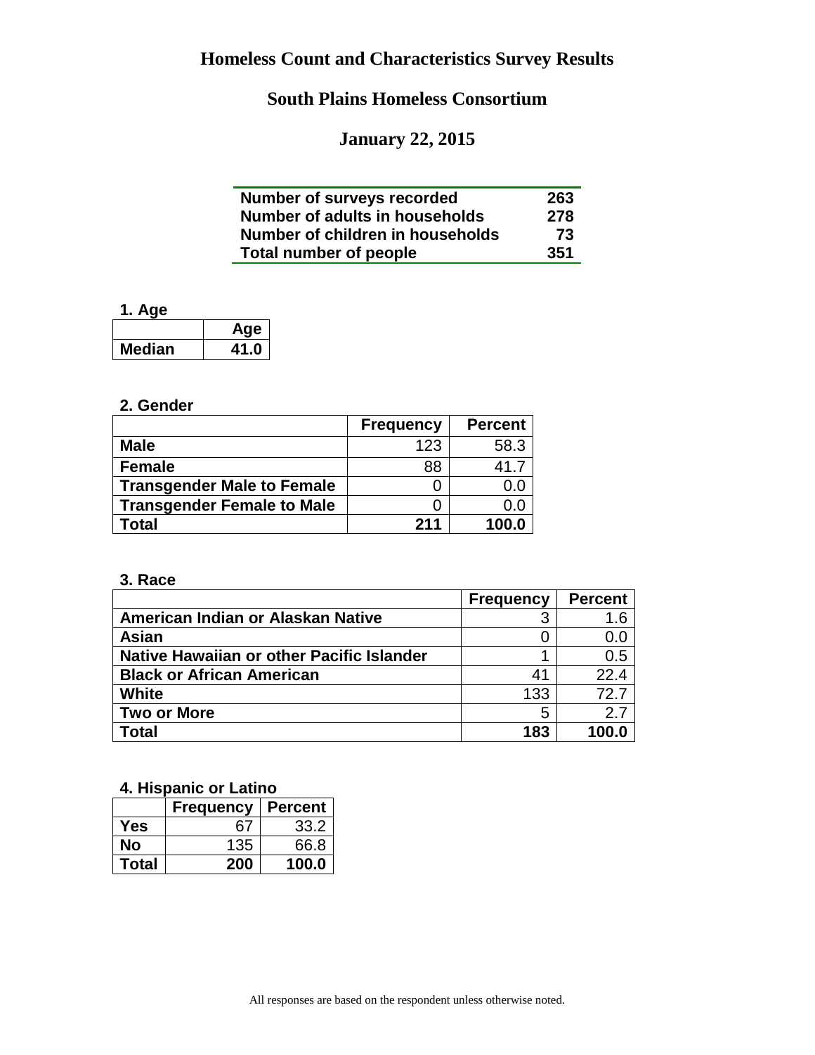# Homeless Count and Characteristics Survey Results

## South Plains Homeless Consortium

## January 22, 2015

| | |
|---|---|
| **Number of surveys recorded** | **263** |
| **Number of adults in households** | **278** |
| **Number of children in households** | **73** |
| **Total number of people** | **351** |

**1. Age**

| | Age |
|---|---|
| **Median** | **41.0** |

**2. Gender**

| | Frequency | Percent |
|---|---|---|
| **Male** | 123 | 58.3 |
| **Female** | 88 | 41.7 |
| **Transgender Male to Female** | 0 | 0.0 |
| **Transgender Female to Male** | 0 | 0.0 |
| **Total** | **211** | **100.0** |

**3. Race**

| | Frequency | Percent |
|---|---|---|
| **American Indian or Alaskan Native** | 3 | 1.6 |
| **Asian** | 0 | 0.0 |
| **Native Hawaiian or other Pacific Islander** | 1 | 0.5 |
| **Black or African American** | 41 | 22.4 |
| **White** | 133 | 72.7 |
| **Two or More** | 5 | 2.7 |
| **Total** | **183** | **100.0** |

**4. Hispanic or Latino**

| | Frequency | Percent |
|---|---|---|
| **Yes** | 67 | 33.2 |
| **No** | 135 | 66.8 |
| **Total** | **200** | **100.0** |

All responses are based on the respondent unless otherwise noted.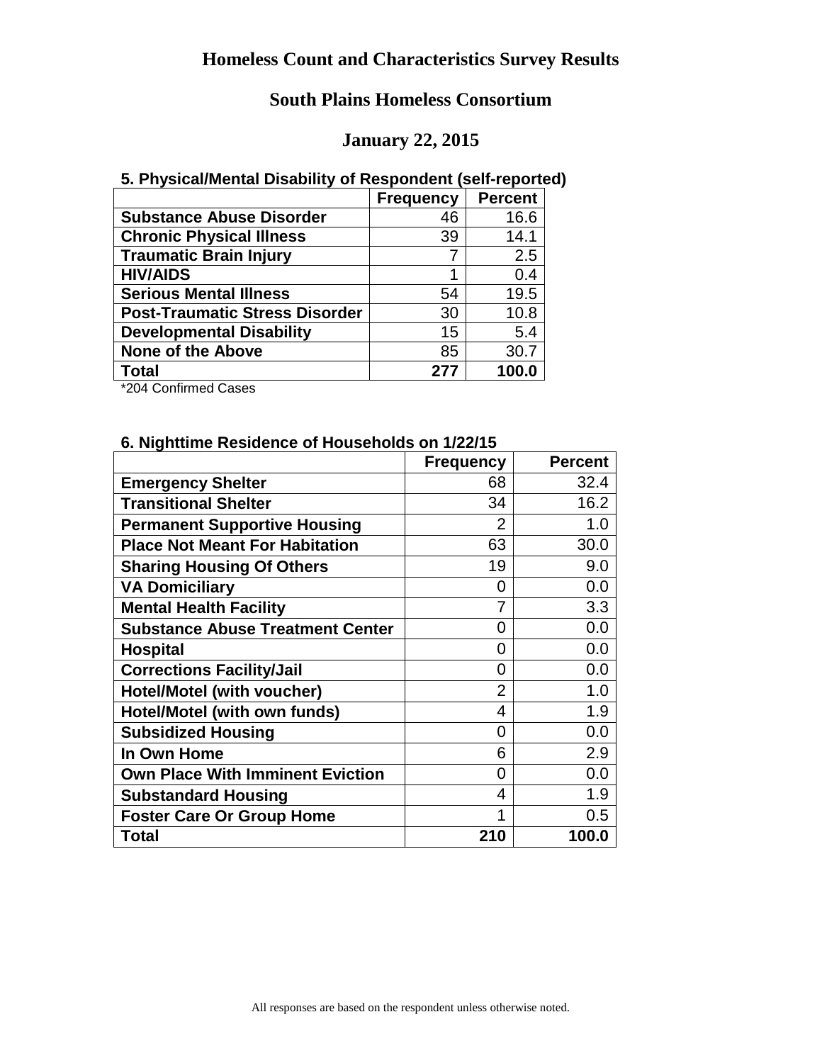# Homeless Count and Characteristics Survey Results

## South Plains Homeless Consortium

## January 22, 2015

### 5. Physical/Mental Disability of Respondent (self-reported)

| | Frequency | Percent |
|---|---|---|
| **Substance Abuse Disorder** | 46 | 16.6 |
| **Chronic Physical Illness** | 39 | 14.1 |
| **Traumatic Brain Injury** | 7 | 2.5 |
| **HIV/AIDS** | 1 | 0.4 |
| **Serious Mental Illness** | 54 | 19.5 |
| **Post-Traumatic Stress Disorder** | 30 | 10.8 |
| **Developmental Disability** | 15 | 5.4 |
| **None of the Above** | 85 | 30.7 |
| **Total** | **277** | **100.0** |

*204 Confirmed Cases

### 6. Nighttime Residence of Households on 1/22/15

| | Frequency | Percent |
|---|---|---|
| **Emergency Shelter** | 68 | 32.4 |
| **Transitional Shelter** | 34 | 16.2 |
| **Permanent Supportive Housing** | 2 | 1.0 |
| **Place Not Meant For Habitation** | 63 | 30.0 |
| **Sharing Housing Of Others** | 19 | 9.0 |
| **VA Domiciliary** | 0 | 0.0 |
| **Mental Health Facility** | 7 | 3.3 |
| **Substance Abuse Treatment Center** | 0 | 0.0 |
| **Hospital** | 0 | 0.0 |
| **Corrections Facility/Jail** | 0 | 0.0 |
| **Hotel/Motel (with voucher)** | 2 | 1.0 |
| **Hotel/Motel (with own funds)** | 4 | 1.9 |
| **Subsidized Housing** | 0 | 0.0 |
| **In Own Home** | 6 | 2.9 |
| **Own Place With Imminent Eviction** | 0 | 0.0 |
| **Substandard Housing** | 4 | 1.9 |
| **Foster Care Or Group Home** | 1 | 0.5 |
| **Total** | **210** | **100.0** |

All responses are based on the respondent unless otherwise noted.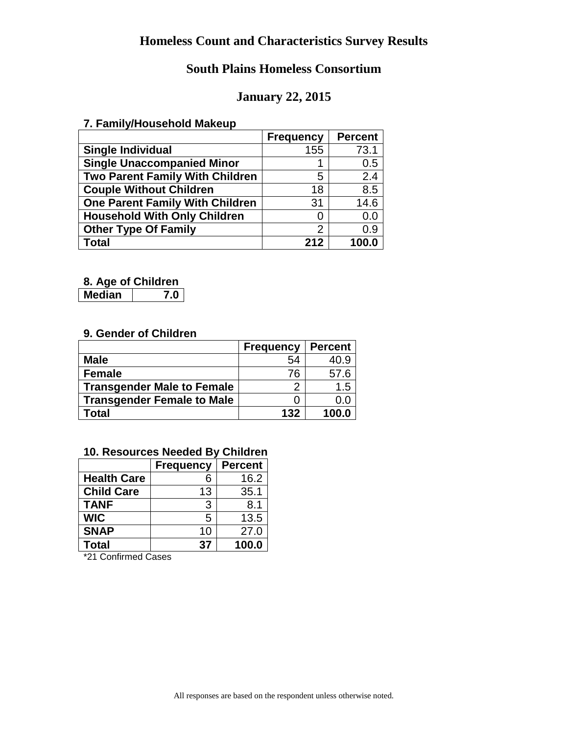# Homeless Count and Characteristics Survey Results

## South Plains Homeless Consortium

## January 22, 2015

### 7. Family/Household Makeup

| | Frequency | Percent |
|---|---|---|
| **Single Individual** | 155 | 73.1 |
| **Single Unaccompanied Minor** | 1 | 0.5 |
| **Two Parent Family With Children** | 5 | 2.4 |
| **Couple Without Children** | 18 | 8.5 |
| **One Parent Family With Children** | 31 | 14.6 |
| **Household With Only Children** | 0 | 0.0 |
| **Other Type Of Family** | 2 | 0.9 |
| **Total** | **212** | **100.0** |

### 8. Age of Children

| | |
|---|---|
| **Median** | **7.0** |

### 9. Gender of Children

| | Frequency | Percent |
|---|---|---|
| **Male** | 54 | 40.9 |
| **Female** | 76 | 57.6 |
| **Transgender Male to Female** | 2 | 1.5 |
| **Transgender Female to Male** | 0 | 0.0 |
| **Total** | **132** | **100.0** |

### 10. Resources Needed By Children

| | Frequency | Percent |
|---|---|---|
| **Health Care** | 6 | 16.2 |
| **Child Care** | 13 | 35.1 |
| **TANF** | 3 | 8.1 |
| **WIC** | 5 | 13.5 |
| **SNAP** | 10 | 27.0 |
| **Total** | **37** | **100.0** |

*21 Confirmed Cases

All responses are based on the respondent unless otherwise noted.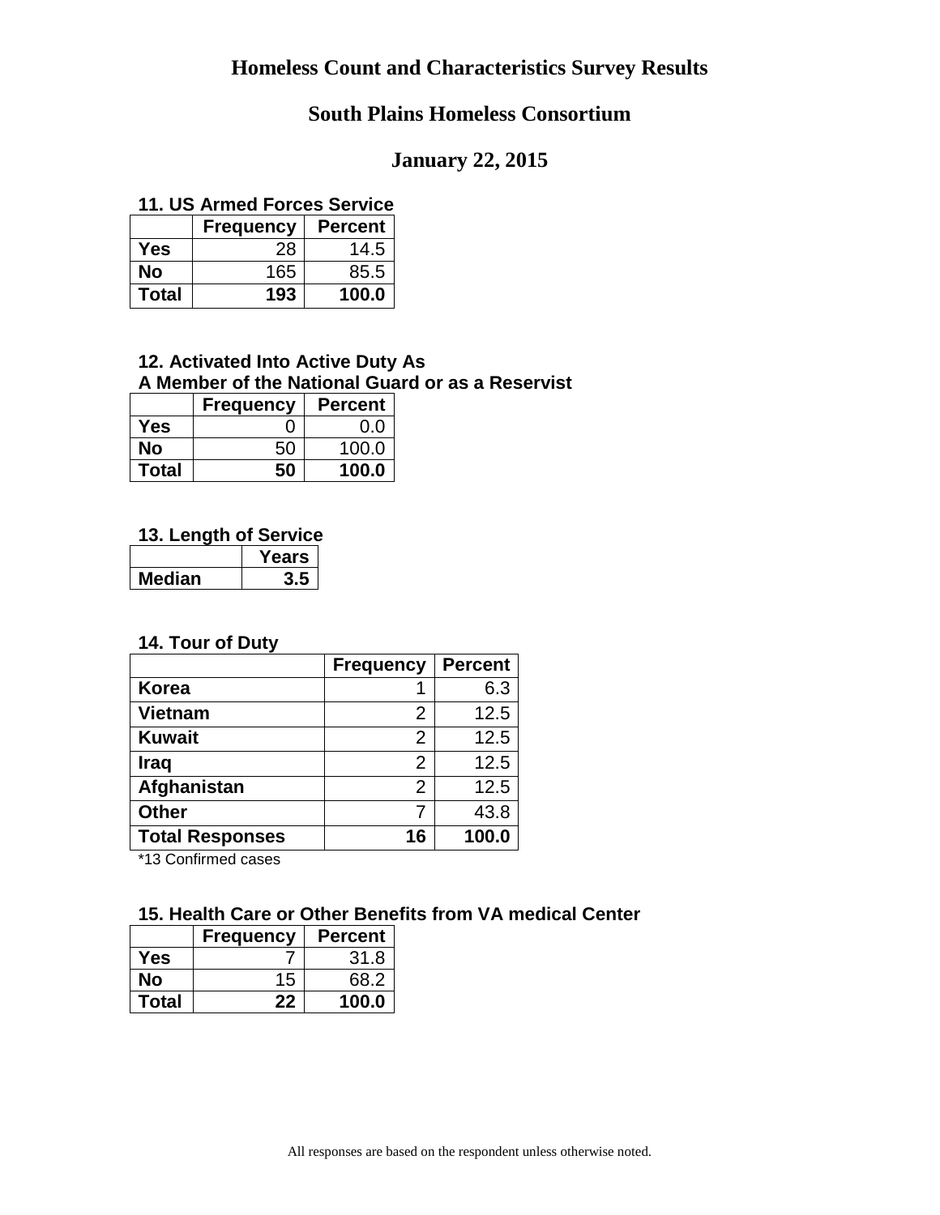# Homeless Count and Characteristics Survey Results

## South Plains Homeless Consortium

## January 22, 2015

### 11. US Armed Forces Service

| | Frequency | Percent |
|---|---|---|
| **Yes** | 28 | 14.5 |
| **No** | 165 | 85.5 |
| **Total** | **193** | **100.0** |

### 12. Activated Into Active Duty As A Member of the National Guard or as a Reservist

| | Frequency | Percent |
|---|---|---|
| **Yes** | 0 | 0.0 |
| **No** | 50 | 100.0 |
| **Total** | **50** | **100.0** |

### 13. Length of Service

| | Years |
|---|---|
| **Median** | **3.5** |

### 14. Tour of Duty

| | Frequency | Percent |
|---|---|---|
| **Korea** | 1 | 6.3 |
| **Vietnam** | 2 | 12.5 |
| **Kuwait** | 2 | 12.5 |
| **Iraq** | 2 | 12.5 |
| **Afghanistan** | 2 | 12.5 |
| **Other** | 7 | 43.8 |
| **Total Responses** | **16** | **100.0** |

*13 Confirmed cases

### 15. Health Care or Other Benefits from VA medical Center

| | Frequency | Percent |
|---|---|---|
| **Yes** | 7 | 31.8 |
| **No** | 15 | 68.2 |
| **Total** | **22** | **100.0** |

All responses are based on the respondent unless otherwise noted.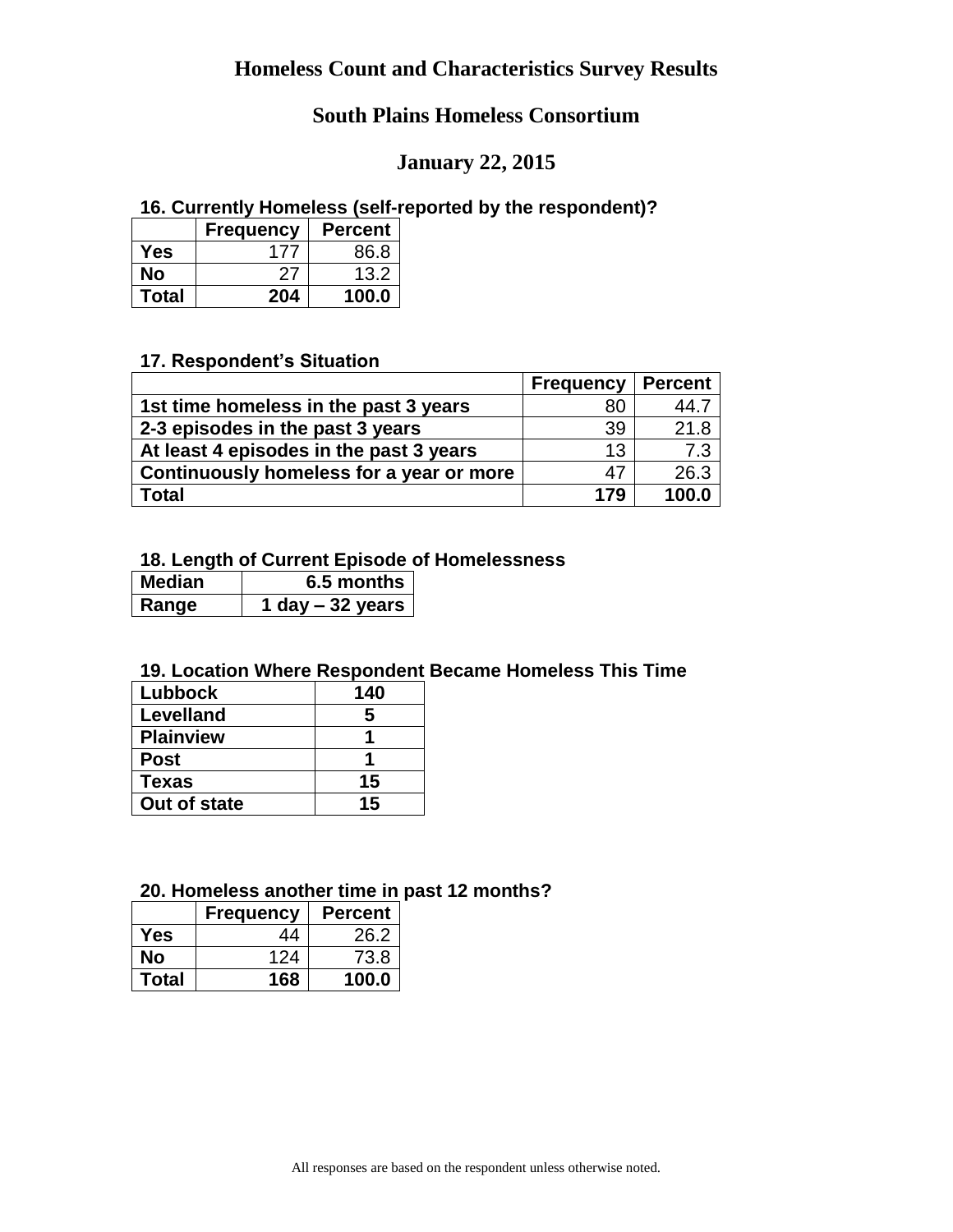# Homeless Count and Characteristics Survey Results

## South Plains Homeless Consortium

## January 22, 2015

### 16. Currently Homeless (self-reported by the respondent)?

| | Frequency | Percent |
|---|---|---|
| **Yes** | 177 | 86.8 |
| **No** | 27 | 13.2 |
| **Total** | **204** | **100.0** |

### 17. Respondent's Situation

| | Frequency | Percent |
|---|---|---|
| **1st time homeless in the past 3 years** | 80 | 44.7 |
| **2-3 episodes in the past 3 years** | 39 | 21.8 |
| **At least 4 episodes in the past 3 years** | 13 | 7.3 |
| **Continuously homeless for a year or more** | 47 | 26.3 |
| **Total** | **179** | **100.0** |

### 18. Length of Current Episode of Homelessness

| | |
|---|---|
| **Median** | **6.5 months** |
| **Range** | **1 day – 32 years** |

### 19. Location Where Respondent Became Homeless This Time

| | |
|---|---|
| **Lubbock** | **140** |
| **Levelland** | **5** |
| **Plainview** | **1** |
| **Post** | **1** |
| **Texas** | **15** |
| **Out of state** | **15** |

### 20. Homeless another time in past 12 months?

| | Frequency | Percent |
|---|---|---|
| **Yes** | 44 | 26.2 |
| **No** | 124 | 73.8 |
| **Total** | **168** | **100.0** |

All responses are based on the respondent unless otherwise noted.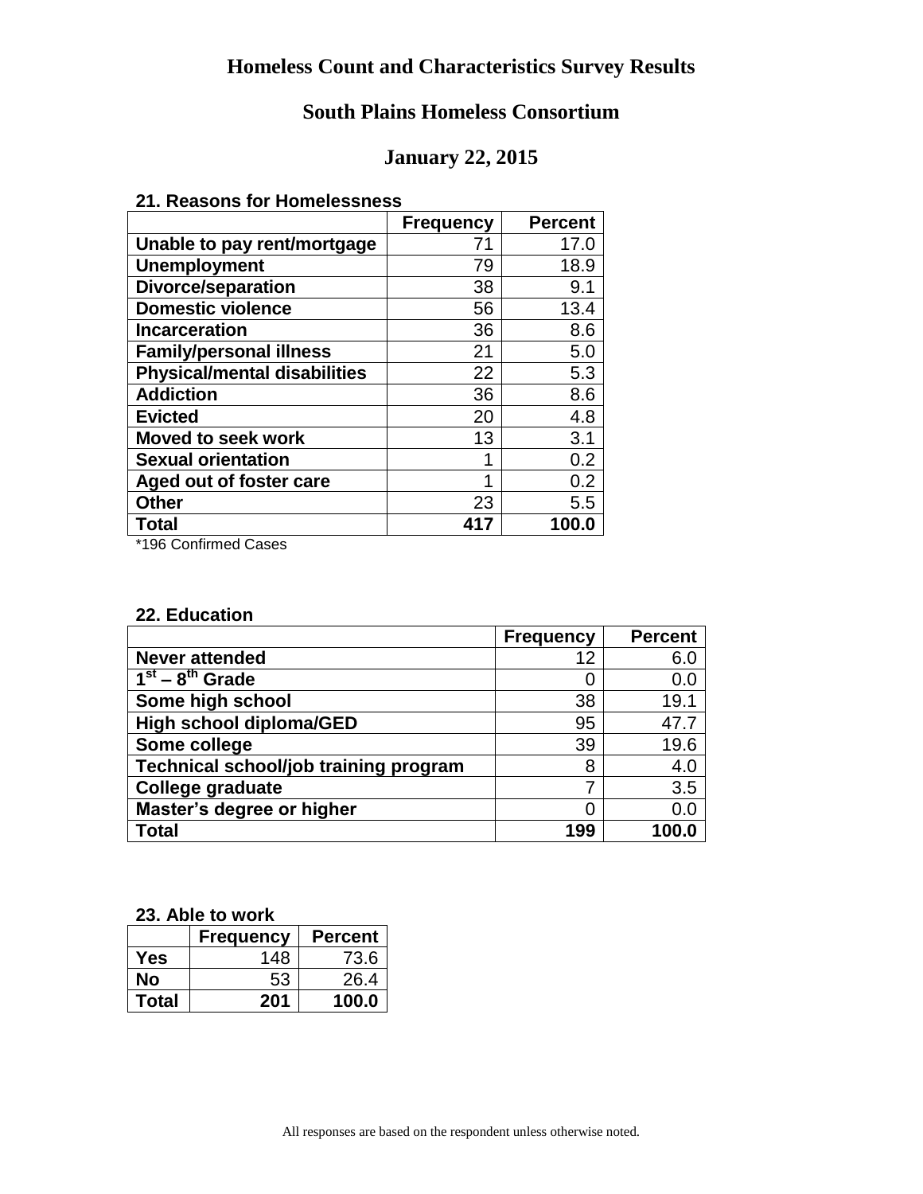# Homeless Count and Characteristics Survey Results

## South Plains Homeless Consortium

## January 22, 2015

**21. Reasons for Homelessness**

| | Frequency | Percent |
|---|---|---|
| **Unable to pay rent/mortgage** | 71 | 17.0 |
| **Unemployment** | 79 | 18.9 |
| **Divorce/separation** | 38 | 9.1 |
| **Domestic violence** | 56 | 13.4 |
| **Incarceration** | 36 | 8.6 |
| **Family/personal illness** | 21 | 5.0 |
| **Physical/mental disabilities** | 22 | 5.3 |
| **Addiction** | 36 | 8.6 |
| **Evicted** | 20 | 4.8 |
| **Moved to seek work** | 13 | 3.1 |
| **Sexual orientation** | 1 | 0.2 |
| **Aged out of foster care** | 1 | 0.2 |
| **Other** | 23 | 5.5 |
| **Total** | **417** | **100.0** |

*196 Confirmed Cases

**22. Education**

| | Frequency | Percent |
|---|---|---|
| **Never attended** | 12 | 6.0 |
| **1st – 8th Grade** | 0 | 0.0 |
| **Some high school** | 38 | 19.1 |
| **High school diploma/GED** | 95 | 47.7 |
| **Some college** | 39 | 19.6 |
| **Technical school/job training program** | 8 | 4.0 |
| **College graduate** | 7 | 3.5 |
| **Master's degree or higher** | 0 | 0.0 |
| **Total** | **199** | **100.0** |

**23. Able to work**

| | Frequency | Percent |
|---|---|---|
| **Yes** | 148 | 73.6 |
| **No** | 53 | 26.4 |
| **Total** | **201** | **100.0** |

All responses are based on the respondent unless otherwise noted.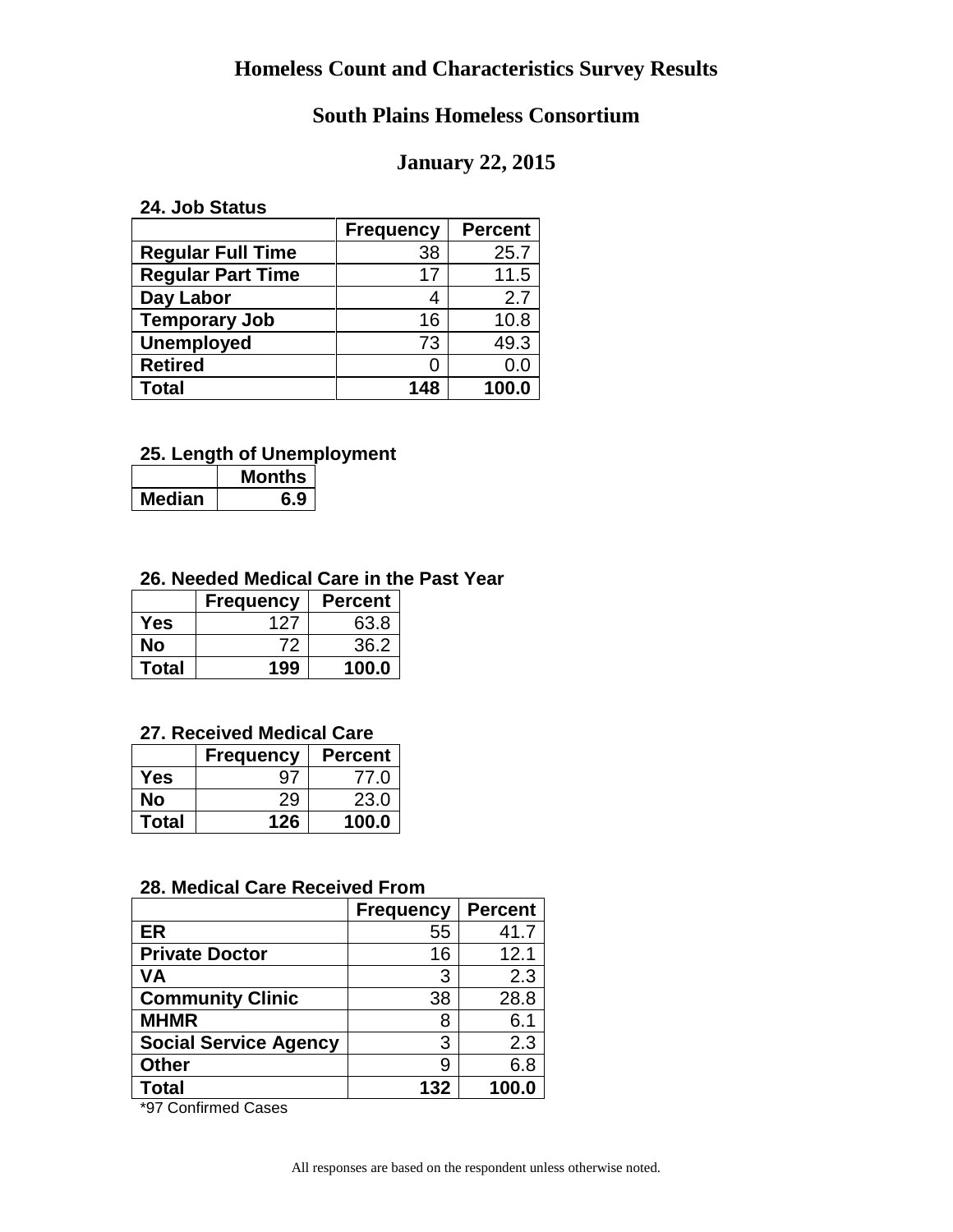# Homeless Count and Characteristics Survey Results

## South Plains Homeless Consortium

## January 22, 2015

**24. Job Status**

| | Frequency | Percent |
|---|---|---|
| **Regular Full Time** | 38 | 25.7 |
| **Regular Part Time** | 17 | 11.5 |
| **Day Labor** | 4 | 2.7 |
| **Temporary Job** | 16 | 10.8 |
| **Unemployed** | 73 | 49.3 |
| **Retired** | 0 | 0.0 |
| **Total** | **148** | **100.0** |

**25. Length of Unemployment**

| | Months |
|---|---|
| **Median** | **6.9** |

**26. Needed Medical Care in the Past Year**

| | Frequency | Percent |
|---|---|---|
| **Yes** | 127 | 63.8 |
| **No** | 72 | 36.2 |
| **Total** | **199** | **100.0** |

**27. Received Medical Care**

| | Frequency | Percent |
|---|---|---|
| **Yes** | 97 | 77.0 |
| **No** | 29 | 23.0 |
| **Total** | **126** | **100.0** |

**28. Medical Care Received From**

| | Frequency | Percent |
|---|---|---|
| **ER** | 55 | 41.7 |
| **Private Doctor** | 16 | 12.1 |
| **VA** | 3 | 2.3 |
| **Community Clinic** | 38 | 28.8 |
| **MHMR** | 8 | 6.1 |
| **Social Service Agency** | 3 | 2.3 |
| **Other** | 9 | 6.8 |
| **Total** | **132** | **100.0** |

*97 Confirmed Cases

All responses are based on the respondent unless otherwise noted.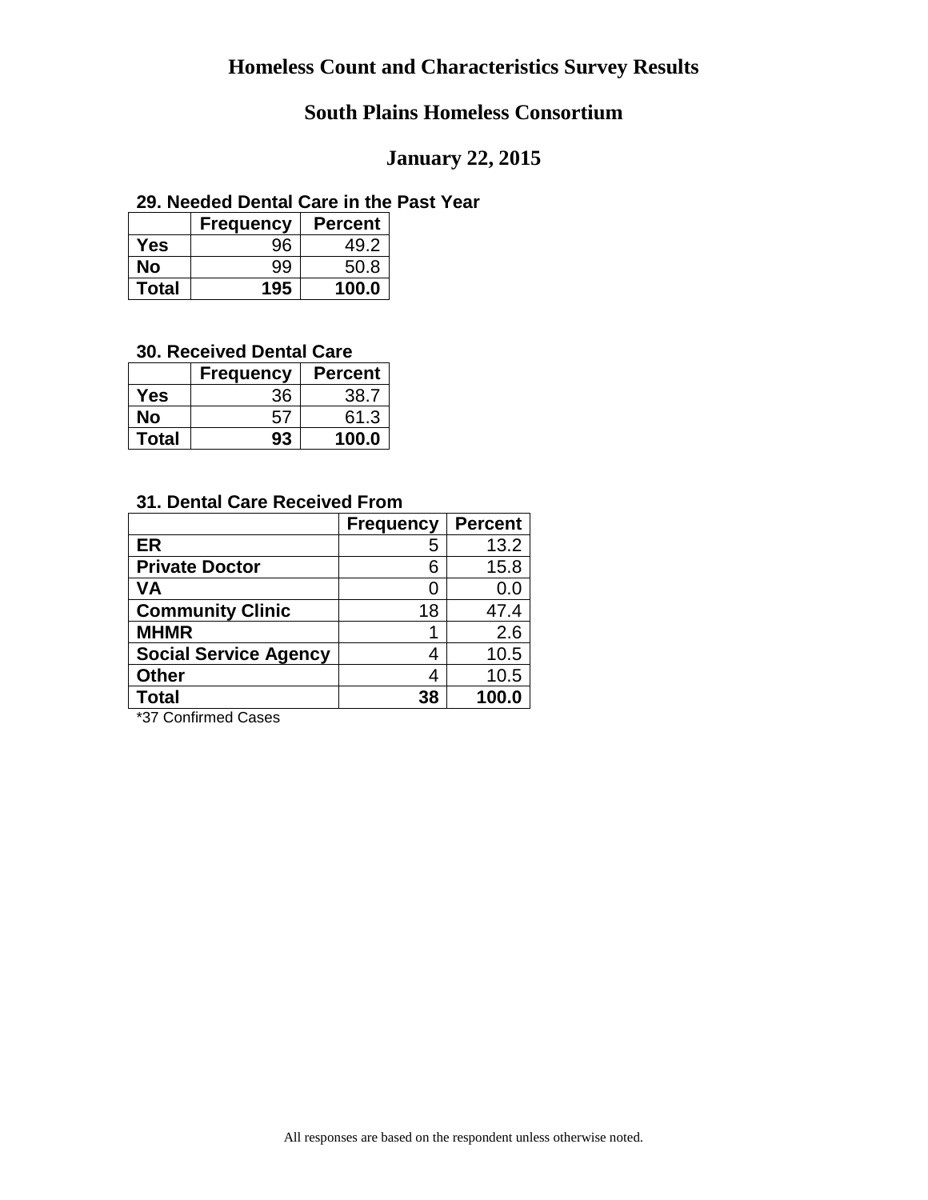# Homeless Count and Characteristics Survey Results

## South Plains Homeless Consortium

## January 22, 2015

### 29. Needed Dental Care in the Past Year

| | Frequency | Percent |
|---|---|---|
| **Yes** | 96 | 49.2 |
| **No** | 99 | 50.8 |
| **Total** | **195** | **100.0** |

### 30. Received Dental Care

| | Frequency | Percent |
|---|---|---|
| **Yes** | 36 | 38.7 |
| **No** | 57 | 61.3 |
| **Total** | **93** | **100.0** |

### 31. Dental Care Received From

| | Frequency | Percent |
|---|---|---|
| **ER** | 5 | 13.2 |
| **Private Doctor** | 6 | 15.8 |
| **VA** | 0 | 0.0 |
| **Community Clinic** | 18 | 47.4 |
| **MHMR** | 1 | 2.6 |
| **Social Service Agency** | 4 | 10.5 |
| **Other** | 4 | 10.5 |
| **Total** | **38** | **100.0** |

*37 Confirmed Cases

All responses are based on the respondent unless otherwise noted.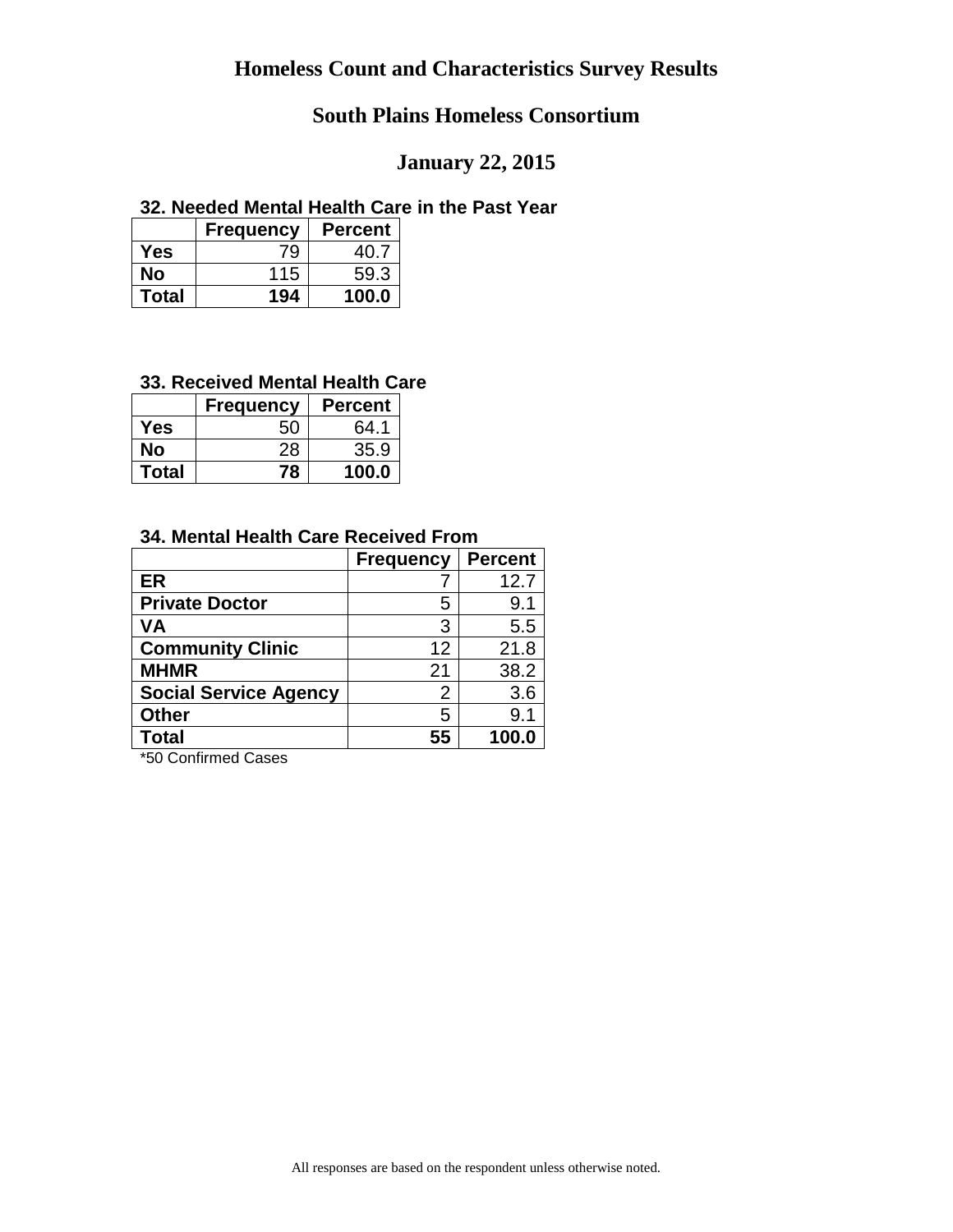# Homeless Count and Characteristics Survey Results

## South Plains Homeless Consortium

## January 22, 2015

### 32. Needed Mental Health Care in the Past Year

| | Frequency | Percent |
|---|---|---|
| **Yes** | 79 | 40.7 |
| **No** | 115 | 59.3 |
| **Total** | **194** | **100.0** |

### 33. Received Mental Health Care

| | Frequency | Percent |
|---|---|---|
| **Yes** | 50 | 64.1 |
| **No** | 28 | 35.9 |
| **Total** | **78** | **100.0** |

### 34. Mental Health Care Received From

| | Frequency | Percent |
|---|---|---|
| **ER** | 7 | 12.7 |
| **Private Doctor** | 5 | 9.1 |
| **VA** | 3 | 5.5 |
| **Community Clinic** | 12 | 21.8 |
| **MHMR** | 21 | 38.2 |
| **Social Service Agency** | 2 | 3.6 |
| **Other** | 5 | 9.1 |
| **Total** | **55** | **100.0** |

*50 Confirmed Cases

All responses are based on the respondent unless otherwise noted.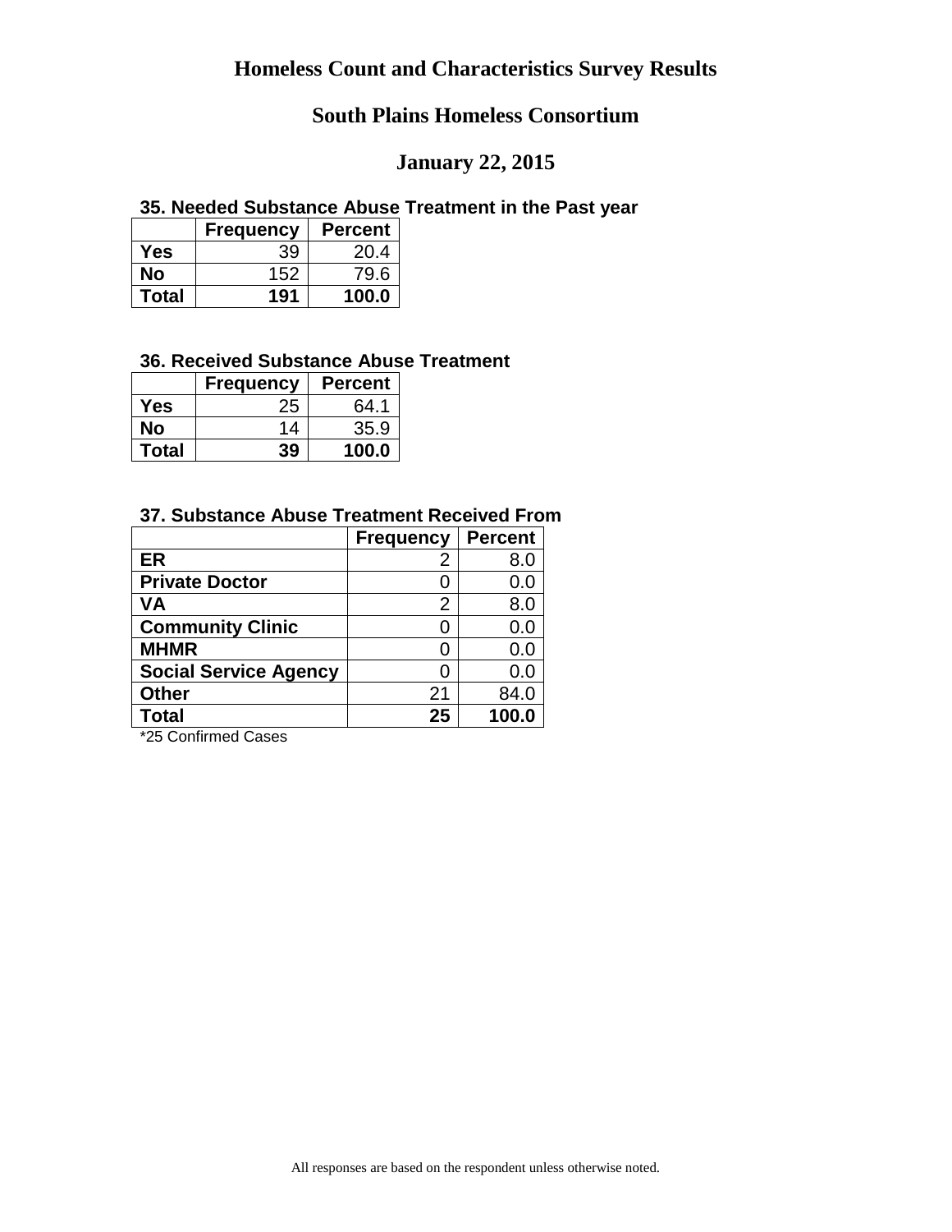# Homeless Count and Characteristics Survey Results

## South Plains Homeless Consortium

## January 22, 2015

### 35. Needed Substance Abuse Treatment in the Past year

| | Frequency | Percent |
|---|---|---|
| **Yes** | 39 | 20.4 |
| **No** | 152 | 79.6 |
| **Total** | **191** | **100.0** |

### 36. Received Substance Abuse Treatment

| | Frequency | Percent |
|---|---|---|
| **Yes** | 25 | 64.1 |
| **No** | 14 | 35.9 |
| **Total** | **39** | **100.0** |

### 37. Substance Abuse Treatment Received From

| | Frequency | Percent |
|---|---|---|
| **ER** | 2 | 8.0 |
| **Private Doctor** | 0 | 0.0 |
| **VA** | 2 | 8.0 |
| **Community Clinic** | 0 | 0.0 |
| **MHMR** | 0 | 0.0 |
| **Social Service Agency** | 0 | 0.0 |
| **Other** | 21 | 84.0 |
| **Total** | **25** | **100.0** |

*25 Confirmed Cases

All responses are based on the respondent unless otherwise noted.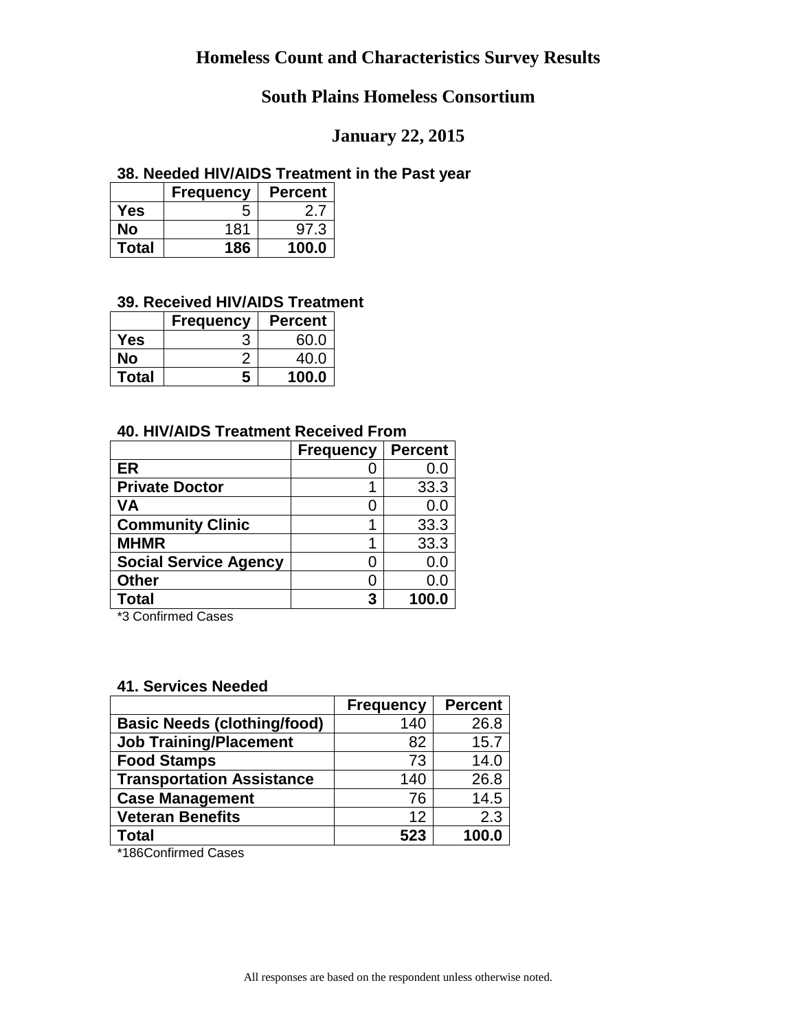# Homeless Count and Characteristics Survey Results

## South Plains Homeless Consortium

## January 22, 2015

### 38. Needed HIV/AIDS Treatment in the Past year

| | Frequency | Percent |
|---|---|---|
| **Yes** | 5 | 2.7 |
| **No** | 181 | 97.3 |
| **Total** | **186** | **100.0** |

### 39. Received HIV/AIDS Treatment

| | Frequency | Percent |
|---|---|---|
| **Yes** | 3 | 60.0 |
| **No** | 2 | 40.0 |
| **Total** | **5** | **100.0** |

### 40. HIV/AIDS Treatment Received From

| | Frequency | Percent |
|---|---|---|
| **ER** | 0 | 0.0 |
| **Private Doctor** | 1 | 33.3 |
| **VA** | 0 | 0.0 |
| **Community Clinic** | 1 | 33.3 |
| **MHMR** | 1 | 33.3 |
| **Social Service Agency** | 0 | 0.0 |
| **Other** | 0 | 0.0 |
| **Total** | **3** | **100.0** |

*3 Confirmed Cases

### 41. Services Needed

| | Frequency | Percent |
|---|---|---|
| **Basic Needs (clothing/food)** | 140 | 26.8 |
| **Job Training/Placement** | 82 | 15.7 |
| **Food Stamps** | 73 | 14.0 |
| **Transportation Assistance** | 140 | 26.8 |
| **Case Management** | 76 | 14.5 |
| **Veteran Benefits** | 12 | 2.3 |
| **Total** | **523** | **100.0** |

*186Confirmed Cases

All responses are based on the respondent unless otherwise noted.